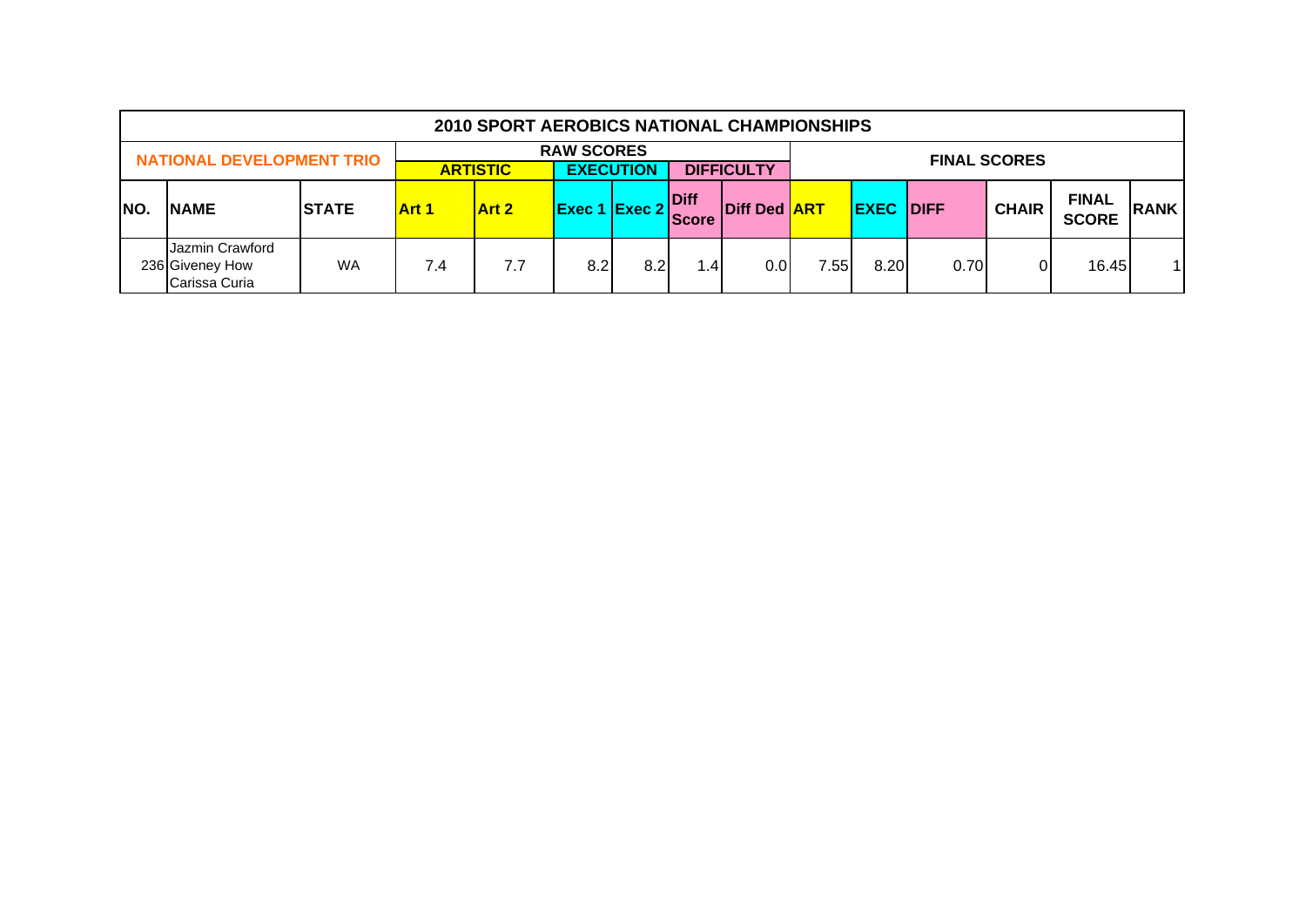| 2010 SPORT AEROBICS NATIONAL CHAMPIONSHIPS | | | | | | | | | | | | | | | |
|---|---|---|---|---|---|---|---|---|---|---|---|---|---|---|---|
| NATIONAL DEVELOPMENT TRIO | | | RAW SCORES | | | | | | FINAL SCORES | | | | | | |
| | | | ARTISTIC | | EXECUTION | | DIFFICULTY | | | | | | | | |
| NO. | NAME | STATE | Art 1 | Art 2 | Exec 1 | Exec 2 | Diff Score | Diff Ded | ART | EXEC | DIFF | CHAIR | FINAL SCORE | RANK |
| 236 | Jazmin Crawford Giveney How Carissa Curia | WA | 7.4 | 7.7 | 8.2 | 8.2 | 1.4 | 0.0 | 7.55 | 8.20 | 0.70 | 0 | 16.45 | 1 |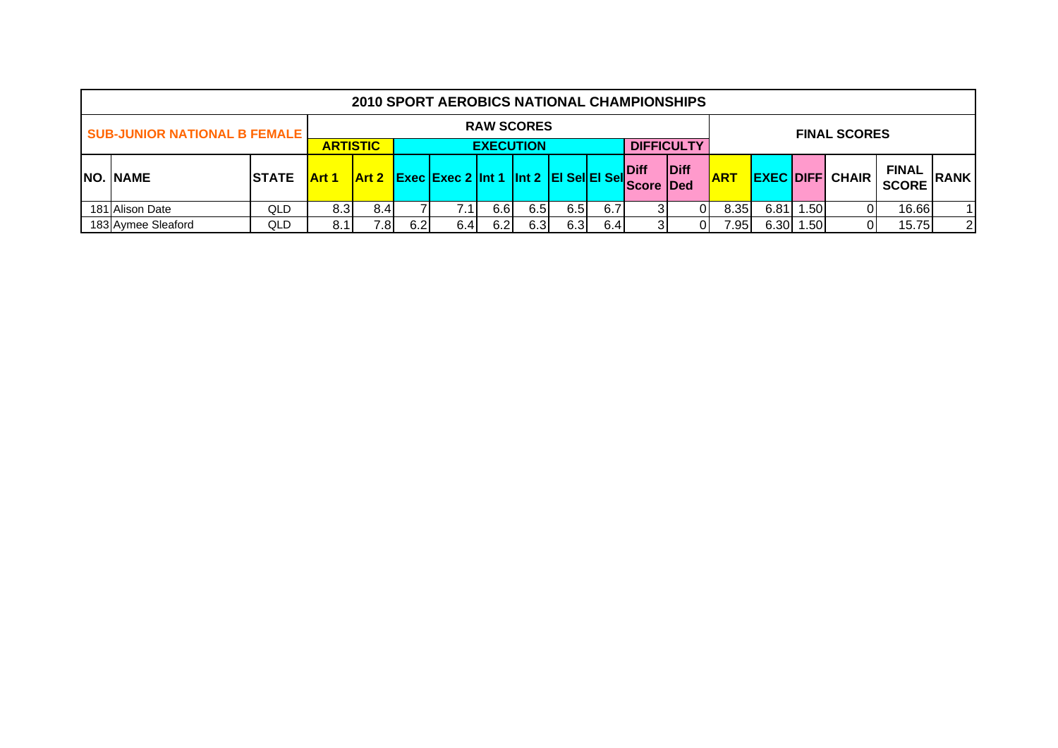## 2010 SPORT AEROBICS NATIONAL CHAMPIONSHIPS

| SUB-JUNIOR NATIONAL B FEMALE | | | RAW SCORES | | | | | | | | | | | | FINAL SCORES | | | | | |
|---|---|---|---|---|---|---|---|---|---|---|---|---|---|---|---|---|---|---|
| | | | ARTISTIC | | EXECUTION | | | | | | DIFFICULTY | | | | | | | |
| NO. | NAME | STATE | Art 1 | Art 2 | Exec | Exec 2 | Int 1 | Int 2 | El Sel | El Sel | Diff Score | Diff Ded | ART | EXEC | DIFF | CHAIR | FINAL SCORE | RANK |
| 181 | Alison Date | QLD | 8.3 | 8.4 | 7 | 7.1 | 6.6 | 6.5 | 6.5 | 6.7 | 3 | 0 | 8.35 | 6.81 | 1.50 | 0 | 16.66 | 1 |
| 183 | Aymee Sleaford | QLD | 8.1 | 7.8 | 6.2 | 6.4 | 6.2 | 6.3 | 6.3 | 6.4 | 3 | 0 | 7.95 | 6.30 | 1.50 | 0 | 15.75 | 2 |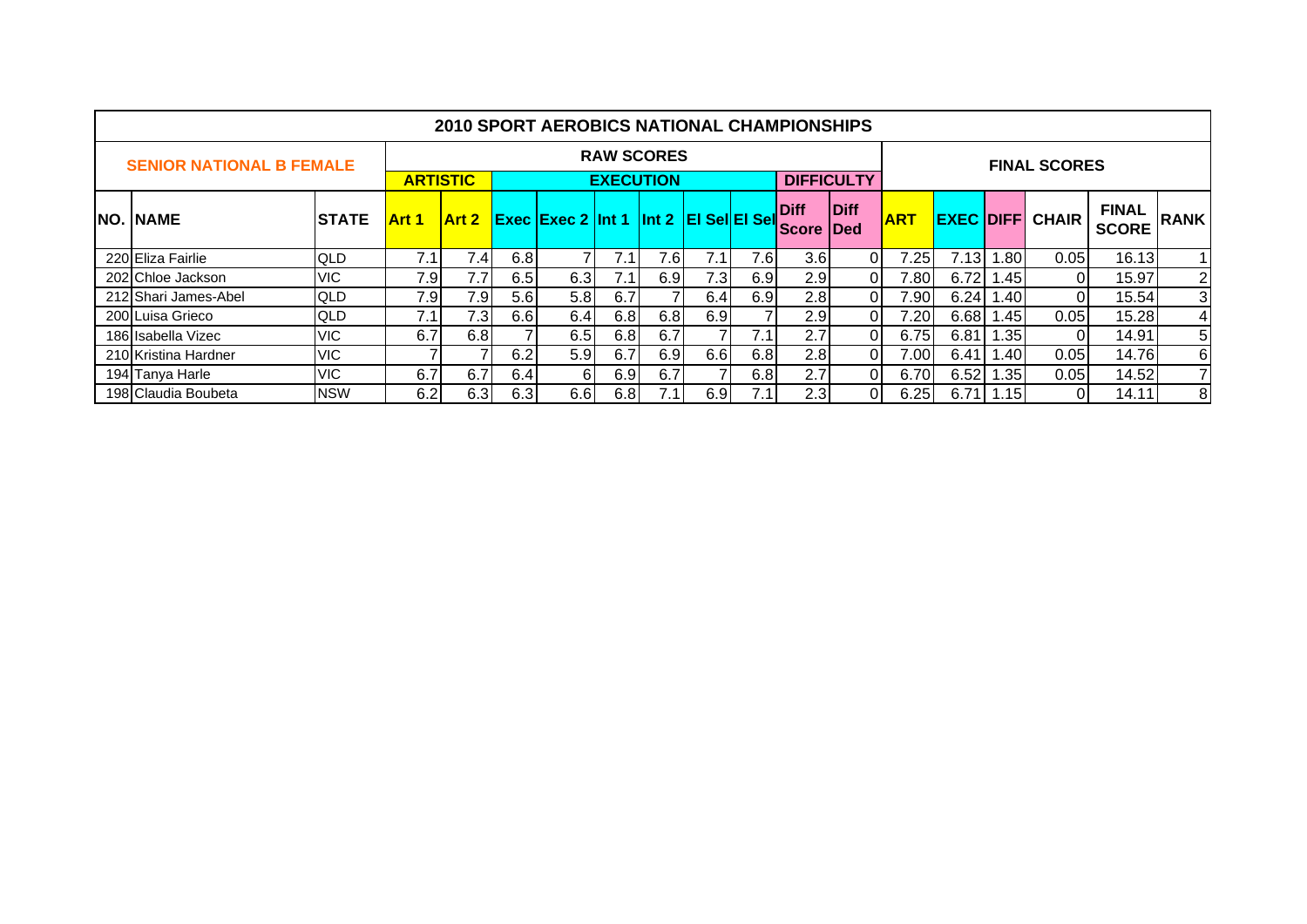# 2010 SPORT AEROBICS NATIONAL CHAMPIONSHIPS

| SENIOR NATIONAL B FEMALE | | | RAW SCORES | | | | | | | | | | FINAL SCORES | | | | | |
|---|---|---|---|---|---|---|---|---|---|---|---|---|---|---|---|---|---|---|
| | | | ARTISTIC | | EXECUTION | | | | | | DIFFICULTY | | | | | | | |
| NO. | NAME | STATE | Art 1 | Art 2 | Exec | Exec 2 | Int 1 | Int 2 | El Sel | El Sel | Diff Score | Diff Ded | ART | EXEC | DIFF | CHAIR | FINAL SCORE | RANK |
| 220 | Eliza Fairlie | QLD | 7.1 | 7.4 | 6.8 | 7 | 7.1 | 7.6 | 7.1 | 7.6 | 3.6 | 0 | 7.25 | 7.13 | 1.80 | 0.05 | 16.13 | 1 |
| 202 | Chloe Jackson | VIC | 7.9 | 7.7 | 6.5 | 6.3 | 7.1 | 6.9 | 7.3 | 6.9 | 2.9 | 0 | 7.80 | 6.72 | 1.45 | 0 | 15.97 | 2 |
| 212 | Shari James-Abel | QLD | 7.9 | 7.9 | 5.6 | 5.8 | 6.7 | 7 | 6.4 | 6.9 | 2.8 | 0 | 7.90 | 6.24 | 1.40 | 0 | 15.54 | 3 |
| 200 | Luisa Grieco | QLD | 7.1 | 7.3 | 6.6 | 6.4 | 6.8 | 6.8 | 6.9 | 7 | 2.9 | 0 | 7.20 | 6.68 | 1.45 | 0.05 | 15.28 | 4 |
| 186 | Isabella Vizec | VIC | 6.7 | 6.8 | 7 | 6.5 | 6.8 | 6.7 | 7 | 7.1 | 2.7 | 0 | 6.75 | 6.81 | 1.35 | 0 | 14.91 | 5 |
| 210 | Kristina Hardner | VIC | 7 | 7 | 6.2 | 5.9 | 6.7 | 6.9 | 6.6 | 6.8 | 2.8 | 0 | 7.00 | 6.41 | 1.40 | 0.05 | 14.76 | 6 |
| 194 | Tanya Harle | VIC | 6.7 | 6.7 | 6.4 | 6 | 6.9 | 6.7 | 7 | 6.8 | 2.7 | 0 | 6.70 | 6.52 | 1.35 | 0.05 | 14.52 | 7 |
| 198 | Claudia Boubeta | NSW | 6.2 | 6.3 | 6.3 | 6.6 | 6.8 | 7.1 | 6.9 | 7.1 | 2.3 | 0 | 6.25 | 6.71 | 1.15 | 0 | 14.11 | 8 |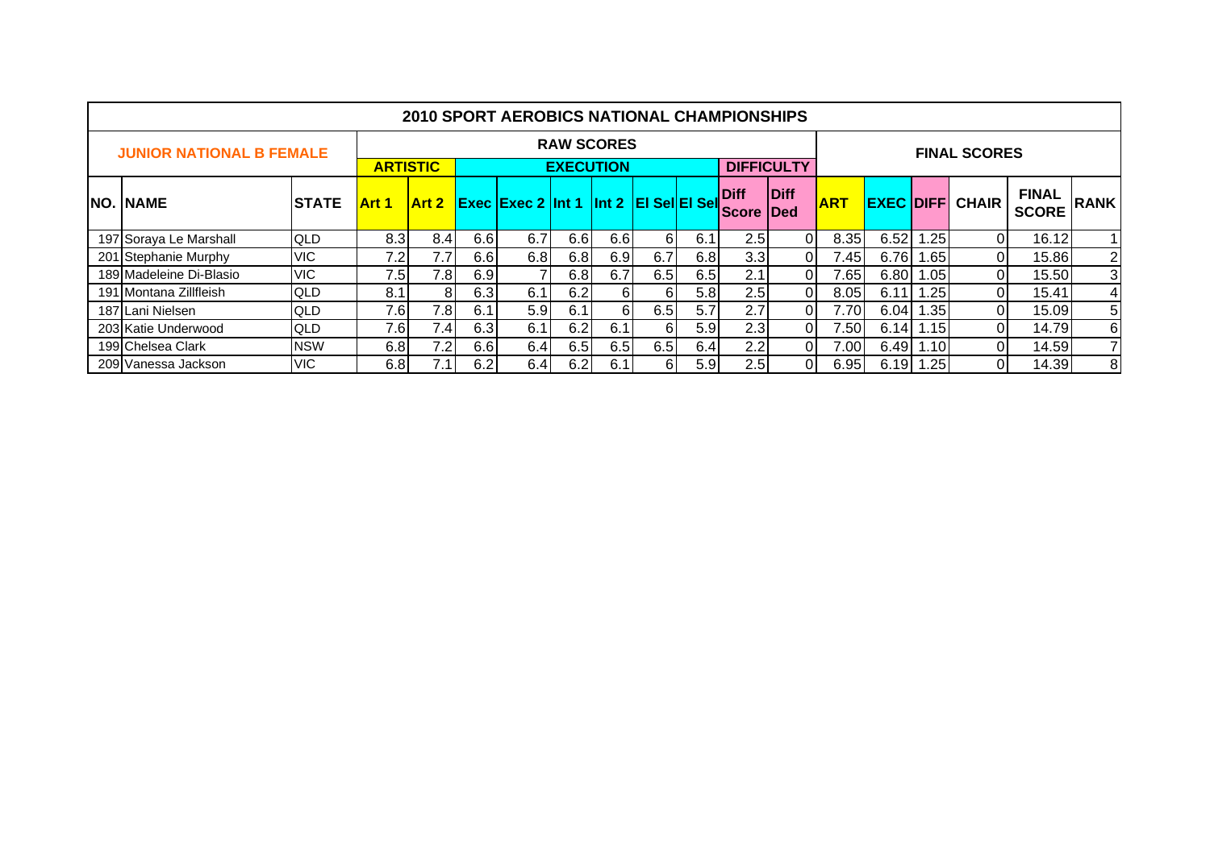## 2010 SPORT AEROBICS NATIONAL CHAMPIONSHIPS

| JUNIOR NATIONAL B FEMALE | | | RAW SCORES | | | | | | | | | | FINAL SCORES | | | | | |
|---|---|---|---|---|---|---|---|---|---|---|---|---|---|---|---|---|---|---|
| | | | ARTISTIC | | EXECUTION | | | | | | DIFFICULTY | | | | | | | |
| NO. | NAME | STATE | Art 1 | Art 2 | Exec | Exec 2 | Int 1 | Int 2 | El Sel | El Sel | Diff Score | Diff Ded | ART | EXEC | DIFF | CHAIR | FINAL SCORE | RANK |
| 197 | Soraya Le Marshall | QLD | 8.3 | 8.4 | 6.6 | 6.7 | 6.6 | 6.6 | 6 | 6.1 | 2.5 | 0 | 8.35 | 6.52 | 1.25 | 0 | 16.12 | 1 |
| 201 | Stephanie Murphy | VIC | 7.2 | 7.7 | 6.6 | 6.8 | 6.8 | 6.9 | 6.7 | 6.8 | 3.3 | 0 | 7.45 | 6.76 | 1.65 | 0 | 15.86 | 2 |
| 189 | Madeleine Di-Blasio | VIC | 7.5 | 7.8 | 6.9 | 7 | 6.8 | 6.7 | 6.5 | 6.5 | 2.1 | 0 | 7.65 | 6.80 | 1.05 | 0 | 15.50 | 3 |
| 191 | Montana Zillfleish | QLD | 8.1 | 8 | 6.3 | 6.1 | 6.2 | 6 | 6 | 5.8 | 2.5 | 0 | 8.05 | 6.11 | 1.25 | 0 | 15.41 | 4 |
| 187 | Lani Nielsen | QLD | 7.6 | 7.8 | 6.1 | 5.9 | 6.1 | 6 | 6.5 | 5.7 | 2.7 | 0 | 7.70 | 6.04 | 1.35 | 0 | 15.09 | 5 |
| 203 | Katie Underwood | QLD | 7.6 | 7.4 | 6.3 | 6.1 | 6.2 | 6.1 | 6 | 5.9 | 2.3 | 0 | 7.50 | 6.14 | 1.15 | 0 | 14.79 | 6 |
| 199 | Chelsea Clark | NSW | 6.8 | 7.2 | 6.6 | 6.4 | 6.5 | 6.5 | 6.5 | 6.4 | 2.2 | 0 | 7.00 | 6.49 | 1.10 | 0 | 14.59 | 7 |
| 209 | Vanessa Jackson | VIC | 6.8 | 7.1 | 6.2 | 6.4 | 6.2 | 6.1 | 6 | 5.9 | 2.5 | 0 | 6.95 | 6.19 | 1.25 | 0 | 14.39 | 8 |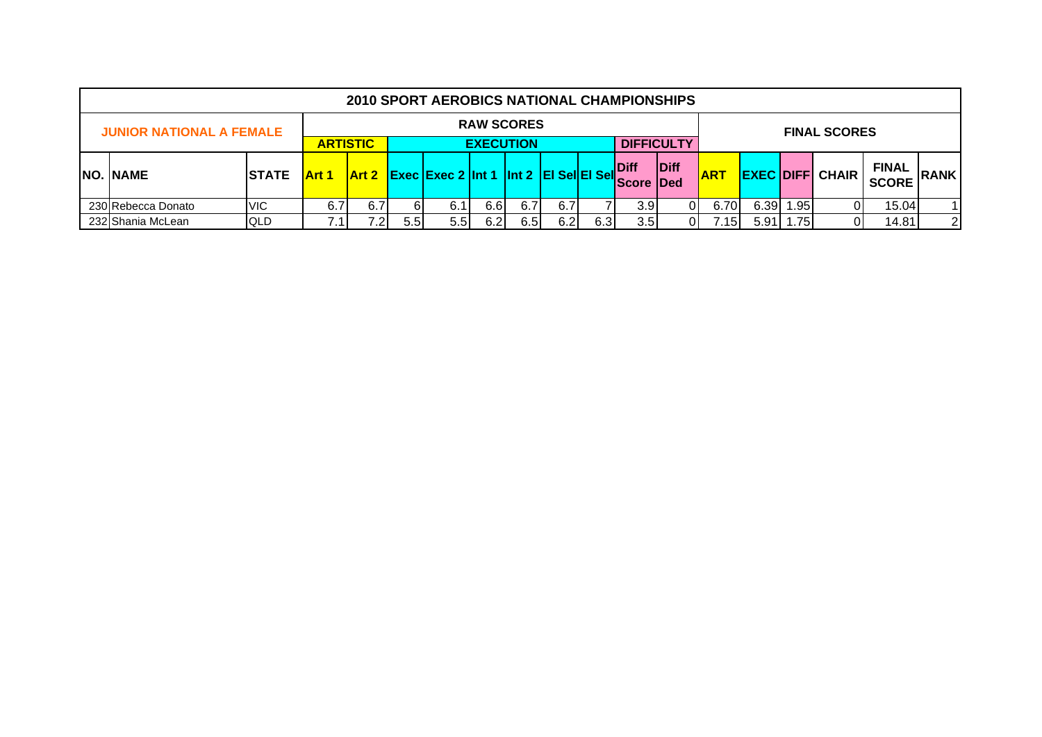# 2010 SPORT AEROBICS NATIONAL CHAMPIONSHIPS

| JUNIOR NATIONAL A FEMALE | | | RAW SCORES | | | | | | | | | | | | FINAL SCORES | | | | | |
|---|---|---|---|---|---|---|---|---|---|---|---|---|---|---|---|---|---|---|---|
| | | | ARTISTIC | | EXECUTION | | | | | | | | DIFFICULTY | | | | | | | |
| NO. | NAME | STATE | Art 1 | Art 2 | Exec | Exec 2 | Int 1 | Int 2 | El Sel | El Sel | Diff Score | Diff Ded | ART | EXEC | DIFF | CHAIR | FINAL SCORE | RANK |
| 230 | Rebecca Donato | VIC | 6.7 | 6.7 | 6 | 6.1 | 6.6 | 6.7 | 6.7 | 7 | 3.9 | 0 | 6.70 | 6.39 | 1.95 | 0 | 15.04 | 1 |
| 232 | Shania McLean | QLD | 7.1 | 7.2 | 5.5 | 5.5 | 6.2 | 6.5 | 6.2 | 6.3 | 3.5 | 0 | 7.15 | 5.91 | 1.75 | 0 | 14.81 | 2 |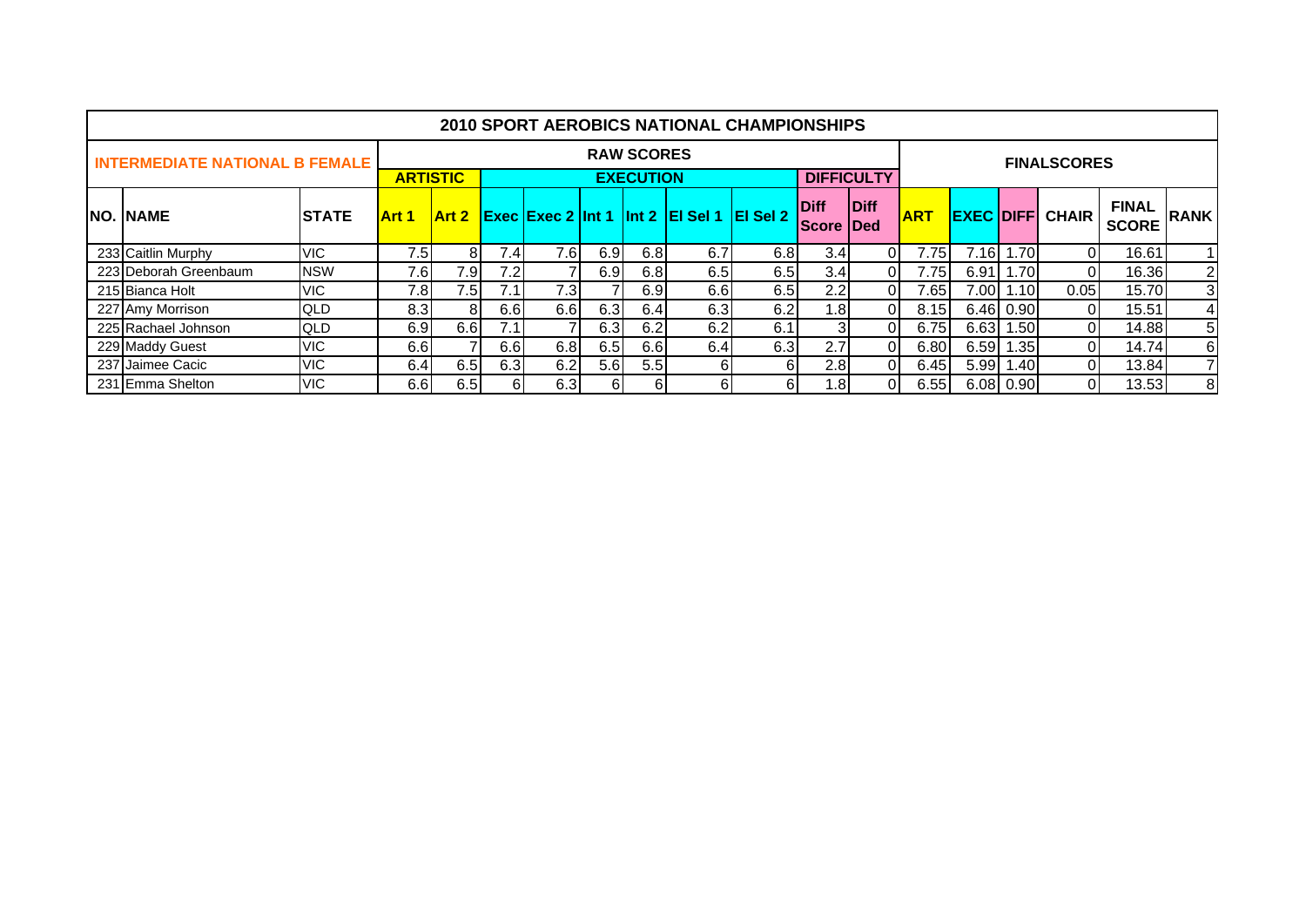# 2010 SPORT AEROBICS NATIONAL CHAMPIONSHIPS

| INTERMEDIATE NATIONAL B FEMALE | | | RAW SCORES | | | | | | | | | | | | FINALSCORES | | | | | |
|---|---|---|---|---|---|---|---|---|---|---|---|---|---|---|---|---|---|---|---|---|
| | | | ARTISTIC | | EXECUTION | | | | | | DIFFICULTY | | | | | | | | | |
| NO. | NAME | STATE | Art 1 | Art 2 | Exec | Exec 2 | Int 1 | Int 2 | El Sel 1 | El Sel 2 | Diff Score | Diff Ded | ART | EXEC | DIFF | CHAIR | FINAL SCORE | RANK |
| 233 | Caitlin Murphy | VIC | 7.5 | 8 | 7.4 | 7.6 | 6.9 | 6.8 | 6.7 | 6.8 | 3.4 | 0 | 7.75 | 7.16 | 1.70 | 0 | 16.61 | 1 |
| 223 | Deborah Greenbaum | NSW | 7.6 | 7.9 | 7.2 | 7 | 6.9 | 6.8 | 6.5 | 6.5 | 3.4 | 0 | 7.75 | 6.91 | 1.70 | 0 | 16.36 | 2 |
| 215 | Bianca Holt | VIC | 7.8 | 7.5 | 7.1 | 7.3 | 7 | 6.9 | 6.6 | 6.5 | 2.2 | 0 | 7.65 | 7.00 | 1.10 | 0.05 | 15.70 | 3 |
| 227 | Amy Morrison | QLD | 8.3 | 8 | 6.6 | 6.6 | 6.3 | 6.4 | 6.3 | 6.2 | 1.8 | 0 | 8.15 | 6.46 | 0.90 | 0 | 15.51 | 4 |
| 225 | Rachael Johnson | QLD | 6.9 | 6.6 | 7.1 | 7 | 6.3 | 6.2 | 6.2 | 6.1 | 3 | 0 | 6.75 | 6.63 | 1.50 | 0 | 14.88 | 5 |
| 229 | Maddy Guest | VIC | 6.6 | 7 | 6.6 | 6.8 | 6.5 | 6.6 | 6.4 | 6.3 | 2.7 | 0 | 6.80 | 6.59 | 1.35 | 0 | 14.74 | 6 |
| 237 | Jaimee Cacic | VIC | 6.4 | 6.5 | 6.3 | 6.2 | 5.6 | 5.5 | 6 | 6 | 2.8 | 0 | 6.45 | 5.99 | 1.40 | 0 | 13.84 | 7 |
| 231 | Emma Shelton | VIC | 6.6 | 6.5 | 6 | 6.3 | 6 | 6 | 6 | 6 | 1.8 | 0 | 6.55 | 6.08 | 0.90 | 0 | 13.53 | 8 |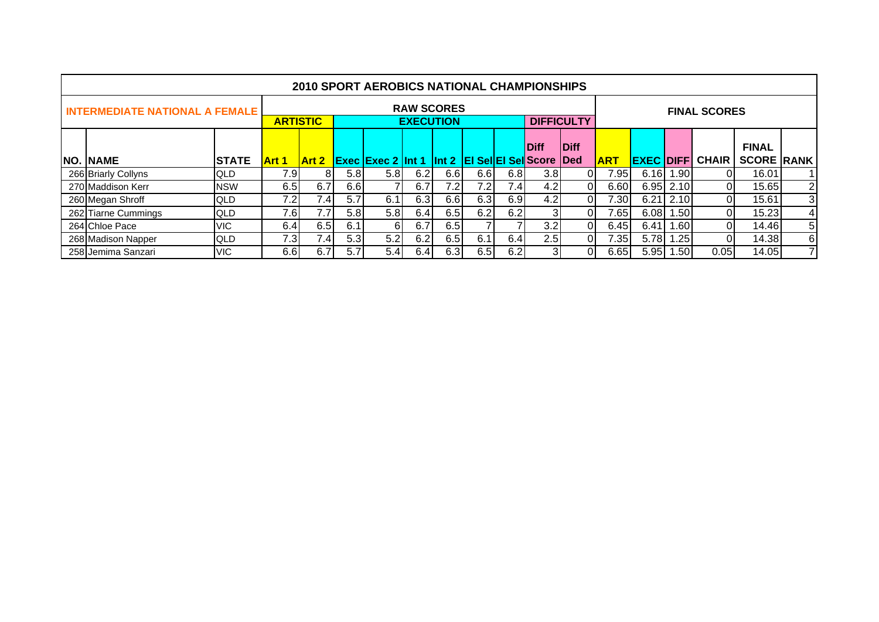# 2010 SPORT AEROBICS NATIONAL CHAMPIONSHIPS

| INTERMEDIATE NATIONAL A FEMALE | | | RAW SCORES | | | | | | | | | | FINAL SCORES | | | | | |
|---|---|---|---|---|---|---|---|---|---|---|---|---|---|---|---|---|---|---|
| | | | ARTISTIC | | EXECUTION | | | | | | DIFFICULTY | | | | | | | |
| NO. | NAME | STATE | Art 1 | Art 2 | Exec | Exec 2 | Int 1 | Int 2 | El Sel | El Sel | Diff Score | Diff Ded | ART | EXEC | DIFF | CHAIR | FINAL SCORE | RANK |
| 266 | Briarly Collyns | QLD | 7.9 | 8 | 5.8 | 5.8 | 6.2 | 6.6 | 6.6 | 6.8 | 3.8 | 0 | 7.95 | 6.16 | 1.90 | 0 | 16.01 | 1 |
| 270 | Maddison Kerr | NSW | 6.5 | 6.7 | 6.6 | 7 | 6.7 | 7.2 | 7.2 | 7.4 | 4.2 | 0 | 6.60 | 6.95 | 2.10 | 0 | 15.65 | 2 |
| 260 | Megan Shroff | QLD | 7.2 | 7.4 | 5.7 | 6.1 | 6.3 | 6.6 | 6.3 | 6.9 | 4.2 | 0 | 7.30 | 6.21 | 2.10 | 0 | 15.61 | 3 |
| 262 | Tiarne Cummings | QLD | 7.6 | 7.7 | 5.8 | 5.8 | 6.4 | 6.5 | 6.2 | 6.2 | 3 | 0 | 7.65 | 6.08 | 1.50 | 0 | 15.23 | 4 |
| 264 | Chloe Pace | VIC | 6.4 | 6.5 | 6.1 | 6 | 6.7 | 6.5 | 7 | 7 | 3.2 | 0 | 6.45 | 6.41 | 1.60 | 0 | 14.46 | 5 |
| 268 | Madison Napper | QLD | 7.3 | 7.4 | 5.3 | 5.2 | 6.2 | 6.5 | 6.1 | 6.4 | 2.5 | 0 | 7.35 | 5.78 | 1.25 | 0 | 14.38 | 6 |
| 258 | Jemima Sanzari | VIC | 6.6 | 6.7 | 5.7 | 5.4 | 6.4 | 6.3 | 6.5 | 6.2 | 3 | 0 | 6.65 | 5.95 | 1.50 | 0.05 | 14.05 | 7 |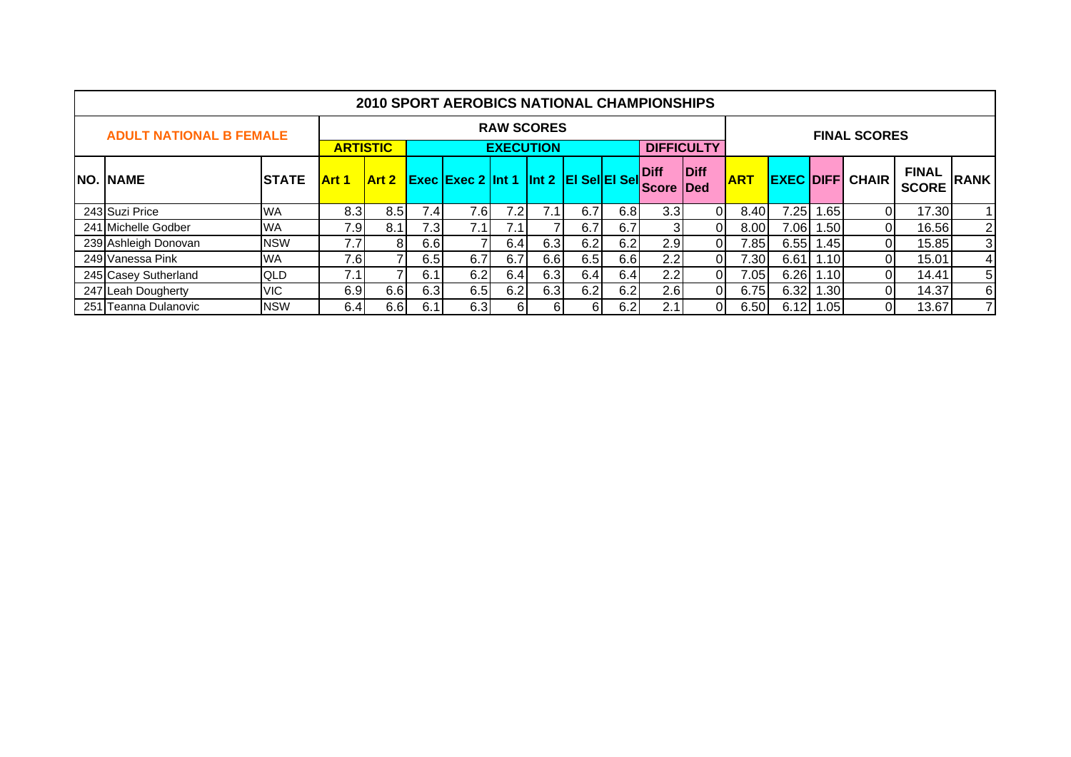# 2010 SPORT AEROBICS NATIONAL CHAMPIONSHIPS

| ADULT NATIONAL B FEMALE | | | RAW SCORES | | | | | | | | | | FINAL SCORES | | | | | |
|---|---|---|---|---|---|---|---|---|---|---|---|---|---|---|---|---|---|---|
| | | | ARTISTIC | | EXECUTION | | | | | | DIFFICULTY | | | | | | | |
| NO. | NAME | STATE | Art 1 | Art 2 | Exec | Exec 2 | Int 1 | Int 2 | El Sel | El Sel | Diff Score | Diff Ded | ART | EXEC | DIFF | CHAIR | FINAL SCORE | RANK |
| 243 | Suzi Price | WA | 8.3 | 8.5 | 7.4 | 7.6 | 7.2 | 7.1 | 6.7 | 6.8 | 3.3 | 0 | 8.40 | 7.25 | 1.65 | 0 | 17.30 | 1 |
| 241 | Michelle Godber | WA | 7.9 | 8.1 | 7.3 | 7.1 | 7.1 | 7 | 6.7 | 6.7 | 3 | 0 | 8.00 | 7.06 | 1.50 | 0 | 16.56 | 2 |
| 239 | Ashleigh Donovan | NSW | 7.7 | 8 | 6.6 | 7 | 6.4 | 6.3 | 6.2 | 6.2 | 2.9 | 0 | 7.85 | 6.55 | 1.45 | 0 | 15.85 | 3 |
| 249 | Vanessa Pink | WA | 7.6 | 7 | 6.5 | 6.7 | 6.7 | 6.6 | 6.5 | 6.6 | 2.2 | 0 | 7.30 | 6.61 | 1.10 | 0 | 15.01 | 4 |
| 245 | Casey Sutherland | QLD | 7.1 | 7 | 6.1 | 6.2 | 6.4 | 6.3 | 6.4 | 6.4 | 2.2 | 0 | 7.05 | 6.26 | 1.10 | 0 | 14.41 | 5 |
| 247 | Leah Dougherty | VIC | 6.9 | 6.6 | 6.3 | 6.5 | 6.2 | 6.3 | 6.2 | 6.2 | 2.6 | 0 | 6.75 | 6.32 | 1.30 | 0 | 14.37 | 6 |
| 251 | Teanna Dulanovic | NSW | 6.4 | 6.6 | 6.1 | 6.3 | 6 | 6 | 6 | 6.2 | 2.1 | 0 | 6.50 | 6.12 | 1.05 | 0 | 13.67 | 7 |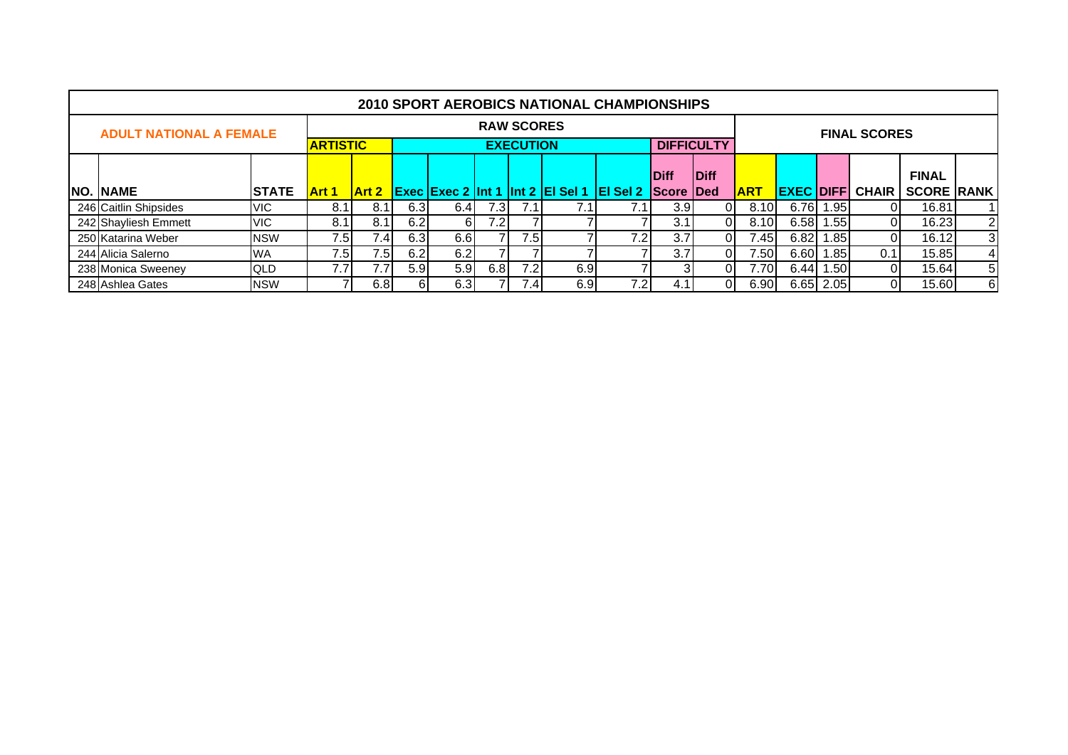# 2010 SPORT AEROBICS NATIONAL CHAMPIONSHIPS

## ADULT NATIONAL A FEMALE

| | | | RAW SCORES | | | | | | | | | | | FINAL SCORES | | | | | |
|---|---|---|---|---|---|---|---|---|---|---|---|---|---|---|---|---|---|---|---|
| | | | ARTISTIC | | EXECUTION | | | | | | DIFFICULTY | | | | | | | |
| NO. | NAME | STATE | Art 1 | Art 2 | Exec | Exec 2 | Int 1 | Int 2 | El Sel 1 | El Sel 2 | Diff Score | Diff Ded | ART | EXEC | DIFF | CHAIR | FINAL SCORE | RANK |
| 246 | Caitlin Shipsides | VIC | 8.1 | 8.1 | 6.3 | 6.4 | 7.3 | 7.1 | 7.1 | 7.1 | 3.9 | 0 | 8.10 | 6.76 | 1.95 | 0 | 16.81 | 1 |
| 242 | Shayliesh Emmett | VIC | 8.1 | 8.1 | 6.2 | 6 | 7.2 | 7 | 7 | 7 | 3.1 | 0 | 8.10 | 6.58 | 1.55 | 0 | 16.23 | 2 |
| 250 | Katarina Weber | NSW | 7.5 | 7.4 | 6.3 | 6.6 | 7 | 7.5 | 7 | 7.2 | 3.7 | 0 | 7.45 | 6.82 | 1.85 | 0 | 16.12 | 3 |
| 244 | Alicia Salerno | WA | 7.5 | 7.5 | 6.2 | 6.2 | 7 | 7 | 7 | 7 | 3.7 | 0 | 7.50 | 6.60 | 1.85 | 0.1 | 15.85 | 4 |
| 238 | Monica Sweeney | QLD | 7.7 | 7.7 | 5.9 | 5.9 | 6.8 | 7.2 | 6.9 | 7 | 3 | 0 | 7.70 | 6.44 | 1.50 | 0 | 15.64 | 5 |
| 248 | Ashlea Gates | NSW | 7 | 6.8 | 6 | 6.3 | 7 | 7.4 | 6.9 | 7.2 | 4.1 | 0 | 6.90 | 6.65 | 2.05 | 0 | 15.60 | 6 |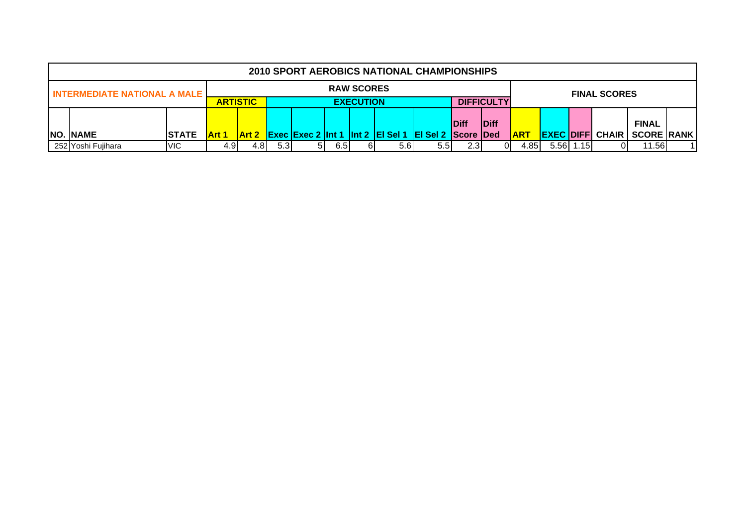# 2010 SPORT AEROBICS NATIONAL CHAMPIONSHIPS

| INTERMEDIATE NATIONAL A MALE | | | RAW SCORES | | | | | | | | | | FINAL SCORES | | | | | |
|---|---|---|---|---|---|---|---|---|---|---|---|---|---|---|---|---|---|---|
| | | | ARTISTIC | | EXECUTION | | | | | | DIFFICULTY | | | | | | | |
| NO. | NAME | STATE | Art 1 | Art 2 | Exec | Exec 2 | Int 1 | Int 2 | El Sel 1 | El Sel 2 | Diff Score | Diff Ded | ART | EXEC | DIFF | CHAIR | FINAL SCORE | RANK |
| 252 | Yoshi Fujihara | VIC | 4.9 | 4.8 | 5.3 | 5 | 6.5 | 6 | 5.6 | 5.5 | 2.3 | 0 | 4.85 | 5.56 | 1.15 | 0 | 11.56 | 1 |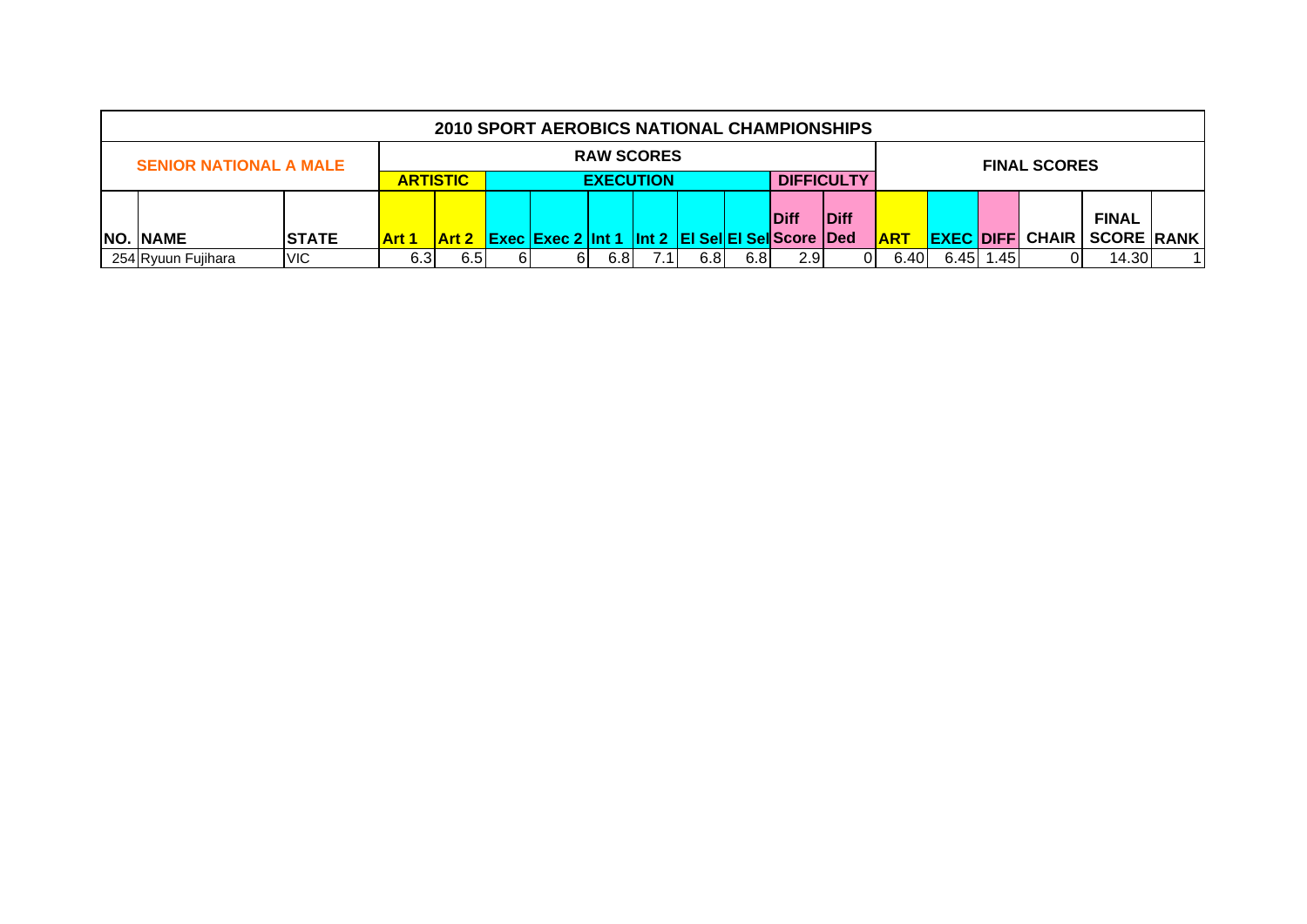## 2010 SPORT AEROBICS NATIONAL CHAMPIONSHIPS

| SENIOR NATIONAL A MALE | | | RAW SCORES | | | | | | | | | | FINAL SCORES | | | | | |
|---|---|---|---|---|---|---|---|---|---|---|---|---|---|---|---|---|---|---|
| | | | ARTISTIC | | EXECUTION | | | | | | DIFFICULTY | | | | | | | |
| NO. | NAME | STATE | Art 1 | Art 2 | Exec | Exec 2 | Int 1 | Int 2 | El Sel | El Sel | Diff Score | Diff Ded | ART | EXEC | DIFF | CHAIR | FINAL SCORE | RANK |
| 254 | Ryuun Fujihara | VIC | 6.3 | 6.5 | 6 | 6 | 6.8 | 7.1 | 6.8 | 6.8 | 2.9 | 0 | 6.40 | 6.45 | 1.45 | 0 | 14.30 | 1 |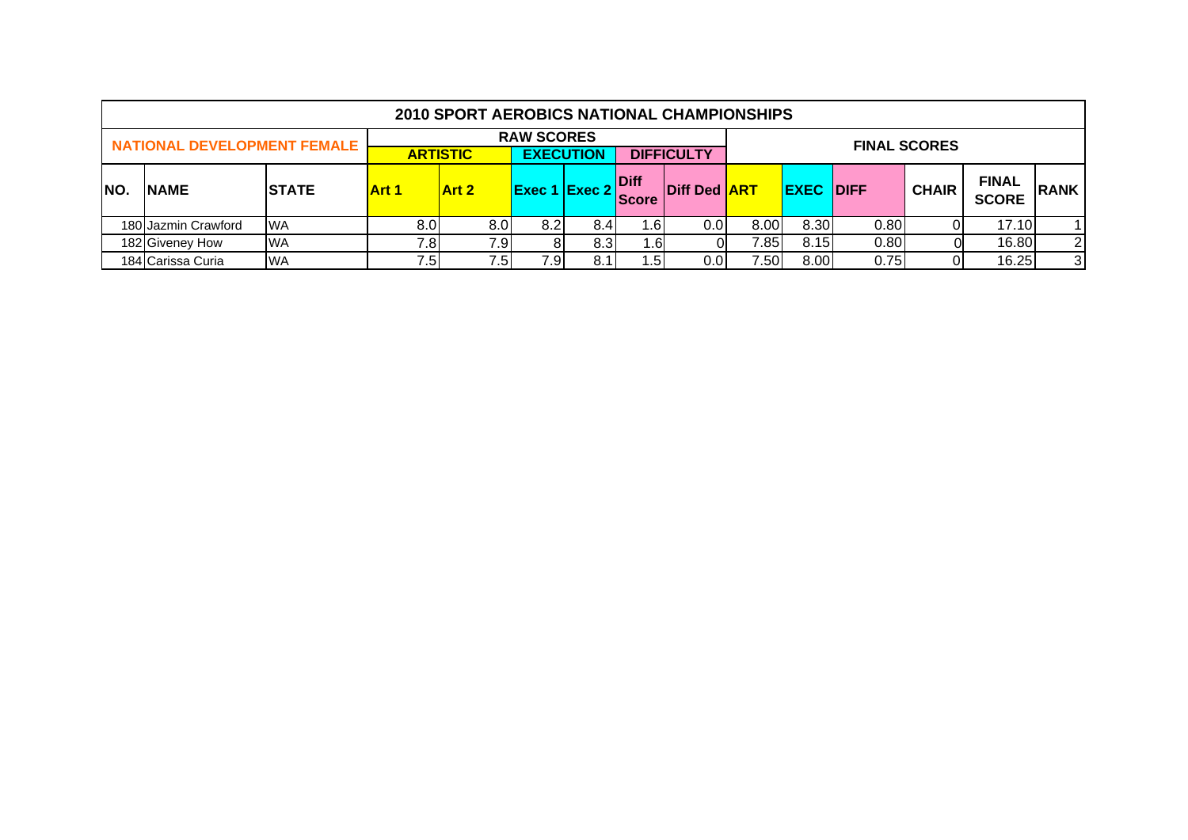| 2010 SPORT AEROBICS NATIONAL CHAMPIONSHIPS | | | | | | | | | | | | | | | |
|---|---|---|---|---|---|---|---|---|---|---|---|---|---|---|---|
| NATIONAL DEVELOPMENT FEMALE | | | RAW SCORES | | | | | | FINAL SCORES | | | | | | |
| | | | ARTISTIC | | EXECUTION | | DIFFICULTY | | | | | | | | |
| NO. | NAME | STATE | Art 1 | Art 2 | Exec 1 | Exec 2 | Diff Score | Diff Ded | ART | EXEC | DIFF | CHAIR | FINAL SCORE | RANK |
| 180 | Jazmin Crawford | WA | 8.0 | 8.0 | 8.2 | 8.4 | 1.6 | 0.0 | 8.00 | 8.30 | 0.80 | 0 | 17.10 | 1 |
| 182 | Giveney How | WA | 7.8 | 7.9 | 8 | 8.3 | 1.6 | 0 | 7.85 | 8.15 | 0.80 | 0 | 16.80 | 2 |
| 184 | Carissa Curia | WA | 7.5 | 7.5 | 7.9 | 8.1 | 1.5 | 0.0 | 7.50 | 8.00 | 0.75 | 0 | 16.25 | 3 |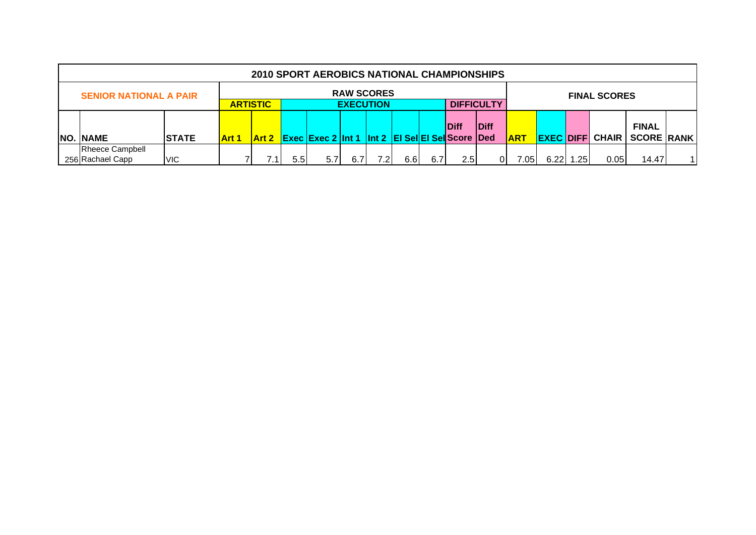| 2010 SPORT AEROBICS NATIONAL CHAMPIONSHIPS | | | | | | | | | | | | | | | | | | |
|---|---|---|---|---|---|---|---|---|---|---|---|---|---|---|---|---|---|---|
| SENIOR NATIONAL A PAIR | | | RAW SCORES | | | | | | | | | | FINAL SCORES | | | | | |
| | | | ARTISTIC | | EXECUTION | | | | | | DIFFICULTY | | | | | | | |
| NO. | NAME | STATE | Art 1 | Art 2 | Exec | Exec 2 | Int 1 | Int 2 | El Sel | El Sel | Diff Score | Diff Ded | ART | EXEC | DIFF | CHAIR | FINAL SCORE | RANK |
| 256 | Rheece Campbell Rachael Capp | VIC | 7 | 7.1 | 5.5 | 5.7 | 6.7 | 7.2 | 6.6 | 6.7 | 2.5 | 0 | 7.05 | 6.22 | 1.25 | 0.05 | 14.47 | 1 |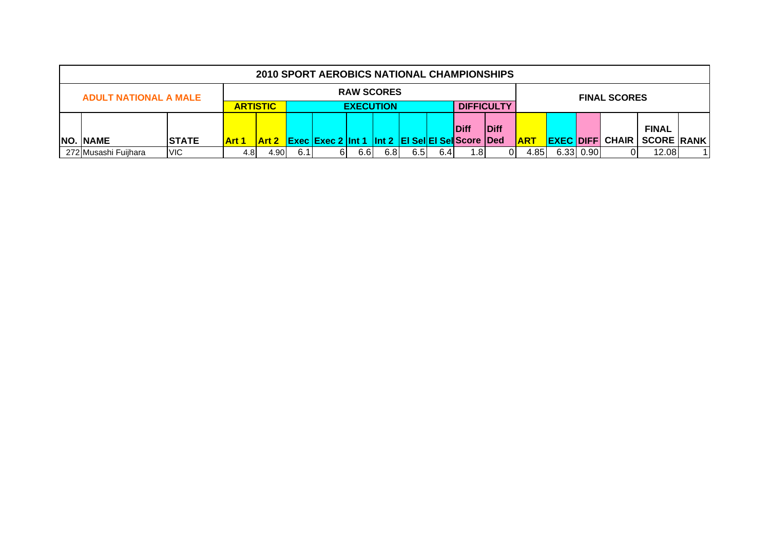| 2010 SPORT AEROBICS NATIONAL CHAMPIONSHIPS | | | | | | | | | | | | | | | | | | | |
|---|---|---|---|---|---|---|---|---|---|---|---|---|---|---|---|---|---|---|---|
| ADULT NATIONAL A MALE | | | RAW SCORES | | | | | | | | | | FINAL SCORES | | | | | | |
| | | | ARTISTIC | | EXECUTION | | | | | | DIFFICULTY | | | | | | | | |
| NO. | NAME | STATE | Art 1 | Art 2 | Exec | Exec 2 | Int 1 | Int 2 | El Sel | El Sel | Diff Score | Diff Ded | ART | EXEC | DIFF | CHAIR | FINAL SCORE | RANK |
| 272 | Musashi Fuijhara | VIC | 4.8 | 4.90 | 6.1 | 6 | 6.6 | 6.8 | 6.5 | 6.4 | 1.8 | 0 | 4.85 | 6.33 | 0.90 | 0 | 12.08 | 1 |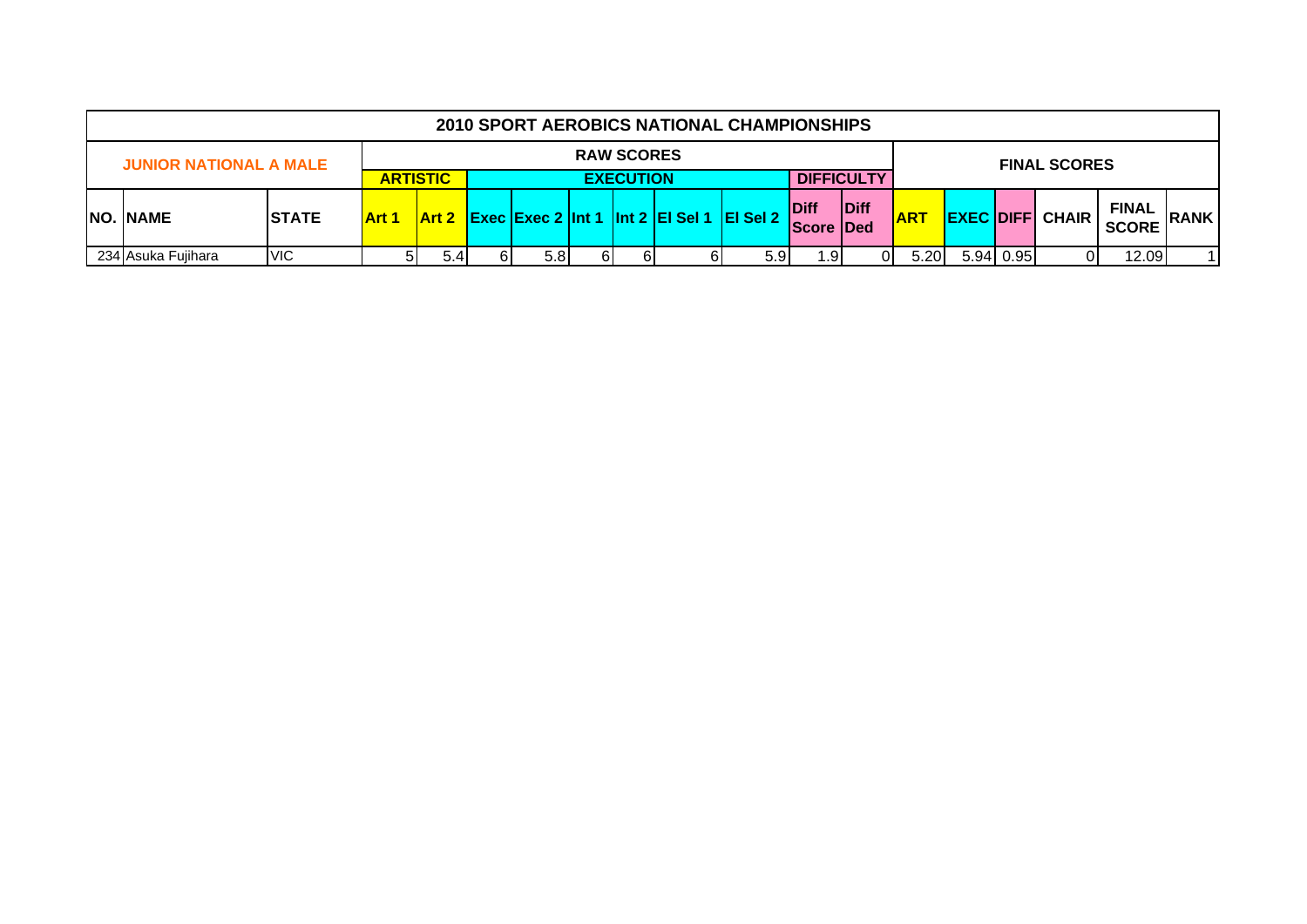| 2010 SPORT AEROBICS NATIONAL CHAMPIONSHIPS | | | | | | | | | | | | | | | | | | | |
|---|---|---|---|---|---|---|---|---|---|---|---|---|---|---|---|---|---|---|---|
| JUNIOR NATIONAL A MALE | | | RAW SCORES | | | | | | | | | | | FINAL SCORES | | | | | |
| | | | ARTISTIC | | EXECUTION | | | | | | DIFFICULTY | | | | | | | | |
| NO. | NAME | STATE | Art 1 | Art 2 | Exec | Exec 2 | Int 1 | Int 2 | El Sel 1 | El Sel 2 | Diff Score | Diff Ded | ART | EXEC | DIFF | CHAIR | FINAL SCORE | RANK |
| 234 | Asuka Fujihara | VIC | 5 | 5.4 | 6 | 5.8 | 6 | 6 | 6 | 5.9 | 1.9 | 0 | 5.20 | 5.94 | 0.95 | 0 | 12.09 | 1 |